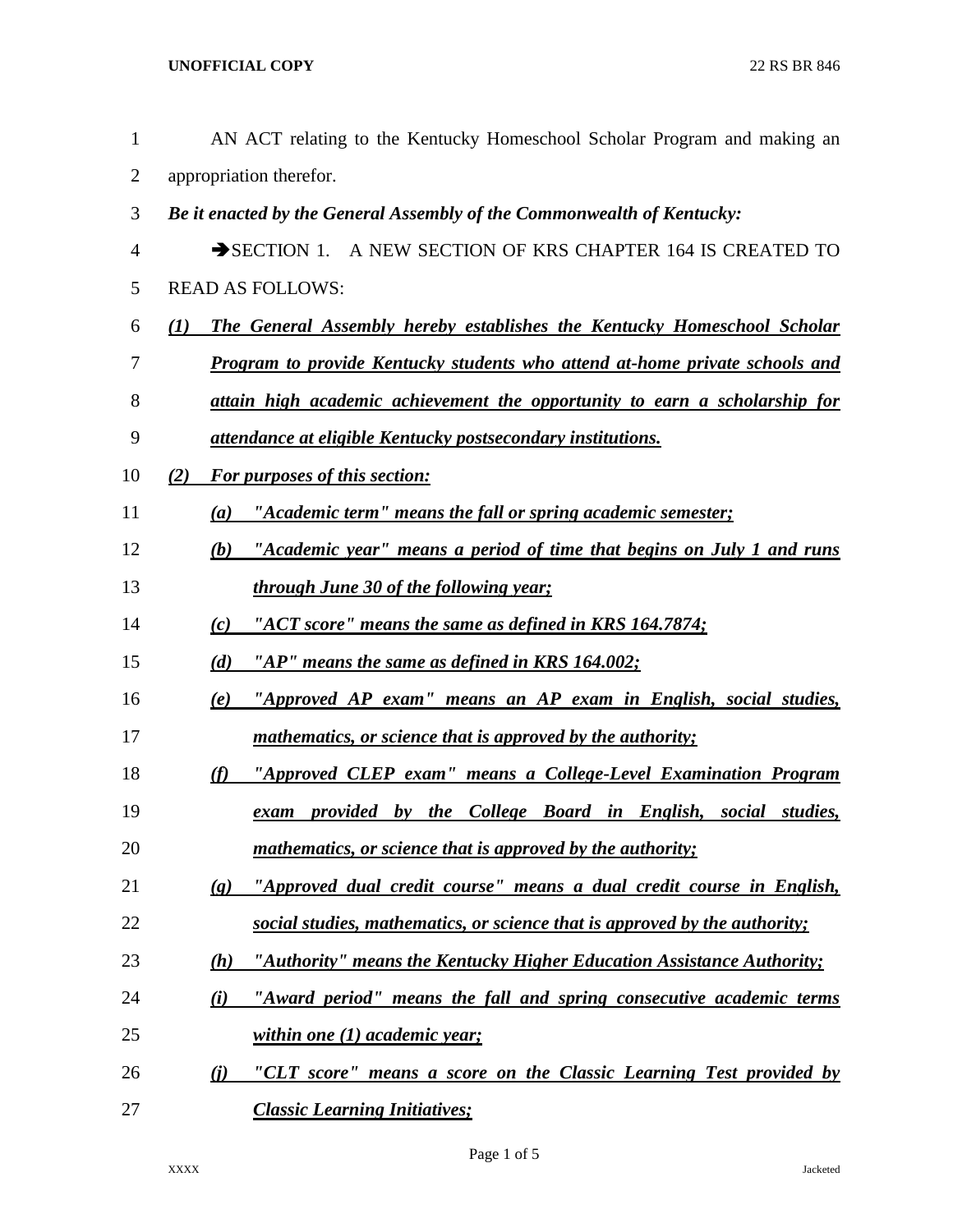AN ACT relating to the Kentucky Homeschool Scholar Program and making an appropriation therefor.

***Be it enacted by the General Assembly of the Commonwealth of Kentucky:***

➔SECTION 1. A NEW SECTION OF KRS CHAPTER 164 IS CREATED TO READ AS FOLLOWS:

***(1) The General Assembly hereby establishes the Kentucky Homeschool Scholar Program to provide Kentucky students who attend at-home private schools and attain high academic achievement the opportunity to earn a scholarship for attendance at eligible Kentucky postsecondary institutions.***

***(2) For purposes of this section:***

***(a) "Academic term" means the fall or spring academic semester;***

***(b) "Academic year" means a period of time that begins on July 1 and runs through June 30 of the following year;***

***(c) "ACT score" means the same as defined in KRS 164.7874;***

***(d) "AP" means the same as defined in KRS 164.002;***

***(e) "Approved AP exam" means an AP exam in English, social studies, mathematics, or science that is approved by the authority;***

***(f) "Approved CLEP exam" means a College-Level Examination Program exam provided by the College Board in English, social studies, mathematics, or science that is approved by the authority;***

***(g) "Approved dual credit course" means a dual credit course in English, social studies, mathematics, or science that is approved by the authority;***

***(h) "Authority" means the Kentucky Higher Education Assistance Authority;***

***(i) "Award period" means the fall and spring consecutive academic terms within one (1) academic year;***

***(j) "CLT score" means a score on the Classic Learning Test provided by Classic Learning Initiatives;***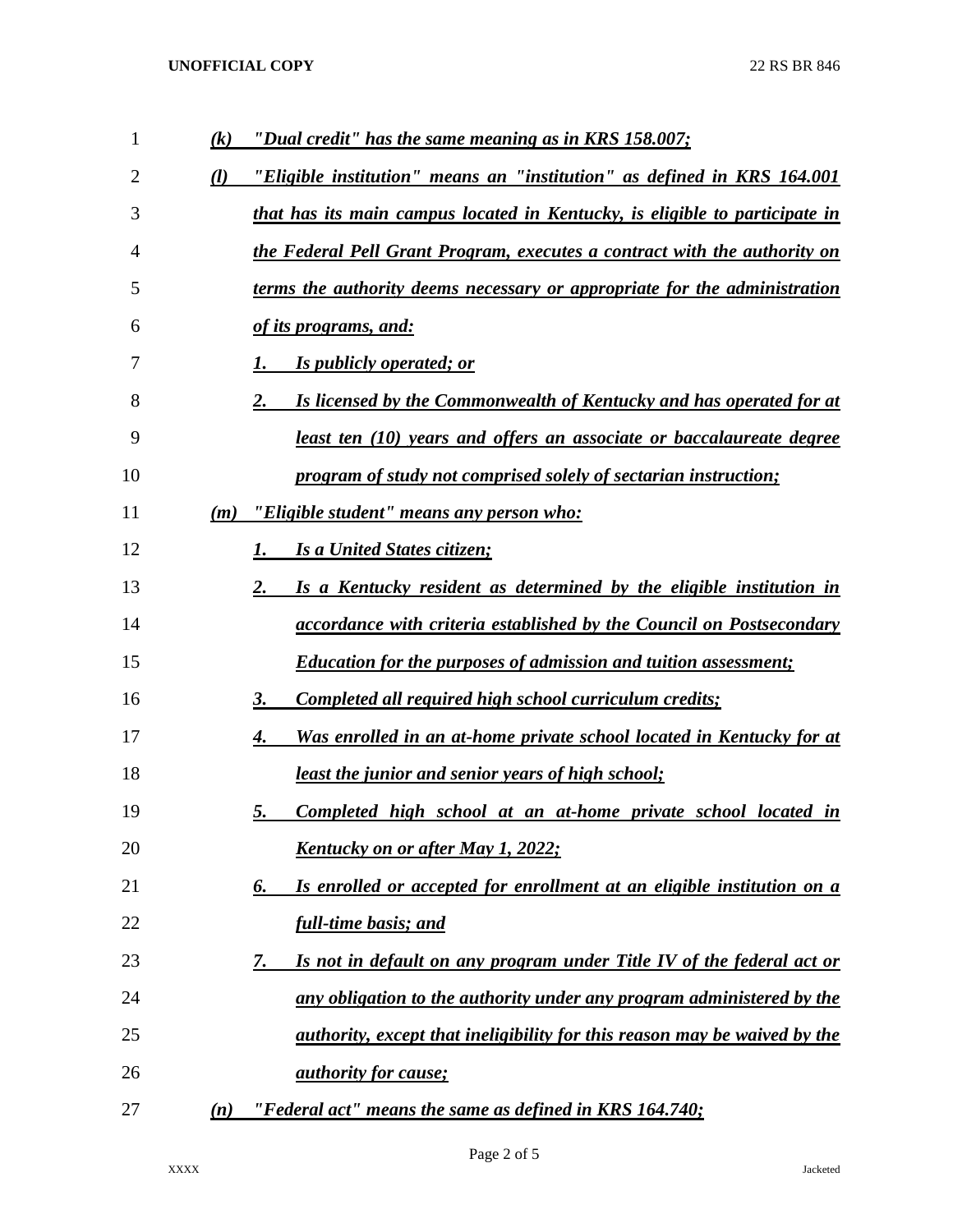*(k)* ***"Dual credit" has the same meaning as in KRS 158.007;***

*(l)* ***"Eligible institution" means an "institution" as defined in KRS 164.001 that has its main campus located in Kentucky, is eligible to participate in the Federal Pell Grant Program, executes a contract with the authority on terms the authority deems necessary or appropriate for the administration of its programs, and:***

*1.* ***Is publicly operated; or***

*2.* ***Is licensed by the Commonwealth of Kentucky and has operated for at least ten (10) years and offers an associate or baccalaureate degree program of study not comprised solely of sectarian instruction;***

*(m)* ***"Eligible student" means any person who:***

*1.* ***Is a United States citizen;***

*2.* ***Is a Kentucky resident as determined by the eligible institution in accordance with criteria established by the Council on Postsecondary Education for the purposes of admission and tuition assessment;***

*3.* ***Completed all required high school curriculum credits;***

*4.* ***Was enrolled in an at-home private school located in Kentucky for at least the junior and senior years of high school;***

*5.* ***Completed high school at an at-home private school located in Kentucky on or after May 1, 2022;***

*6.* ***Is enrolled or accepted for enrollment at an eligible institution on a full-time basis; and***

*7.* ***Is not in default on any program under Title IV of the federal act or any obligation to the authority under any program administered by the authority, except that ineligibility for this reason may be waived by the authority for cause;***

*(n)* ***"Federal act" means the same as defined in KRS 164.740;***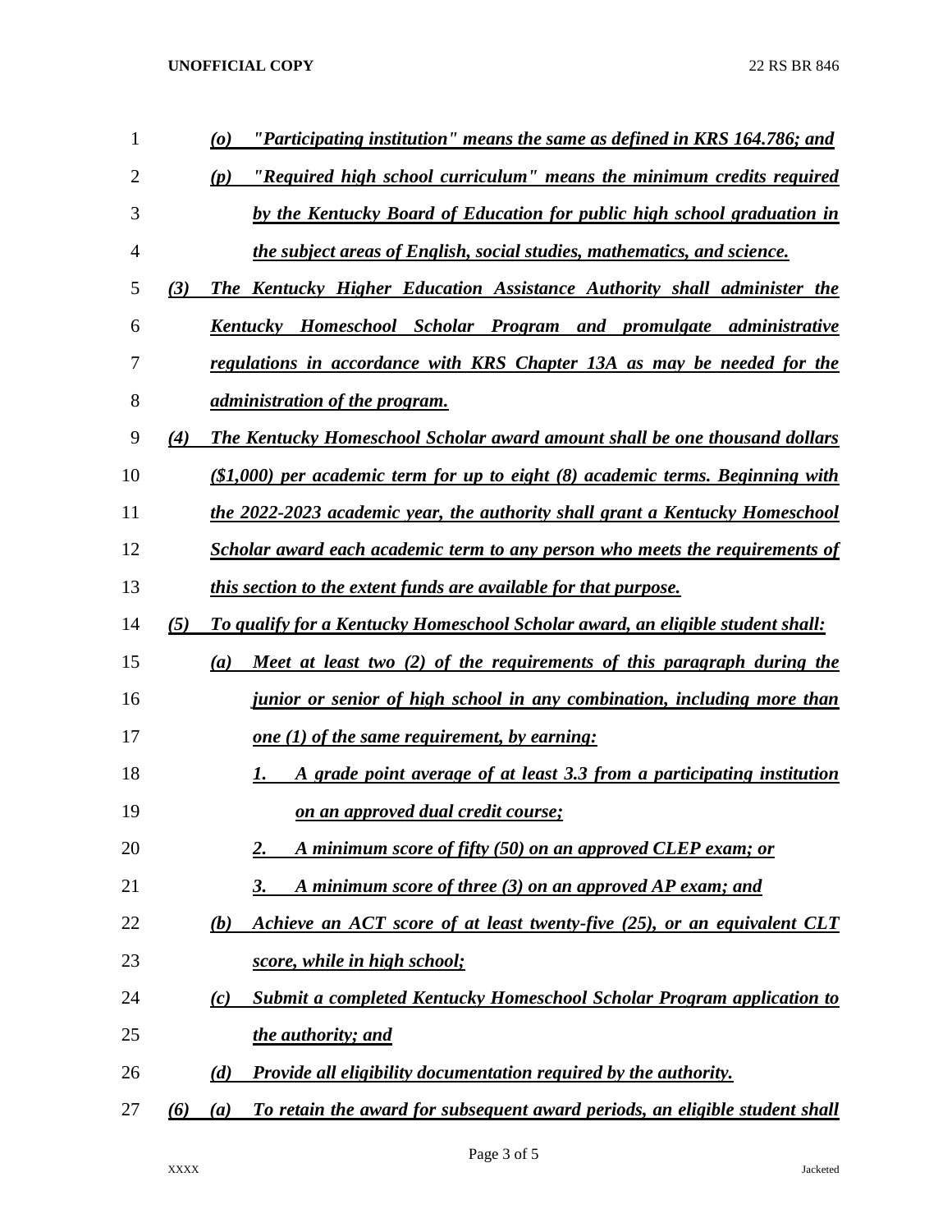*(o) "Participating institution" means the same as defined in KRS 164.786; and*

*(p) "Required high school curriculum" means the minimum credits required by the Kentucky Board of Education for public high school graduation in the subject areas of English, social studies, mathematics, and science.*

*(3) The Kentucky Higher Education Assistance Authority shall administer the Kentucky Homeschool Scholar Program and promulgate administrative regulations in accordance with KRS Chapter 13A as may be needed for the administration of the program.*

*(4) The Kentucky Homeschool Scholar award amount shall be one thousand dollars ($1,000) per academic term for up to eight (8) academic terms. Beginning with the 2022-2023 academic year, the authority shall grant a Kentucky Homeschool Scholar award each academic term to any person who meets the requirements of this section to the extent funds are available for that purpose.*

*(5) To qualify for a Kentucky Homeschool Scholar award, an eligible student shall:*

*(a) Meet at least two (2) of the requirements of this paragraph during the junior or senior of high school in any combination, including more than one (1) of the same requirement, by earning:*

*1. A grade point average of at least 3.3 from a participating institution on an approved dual credit course;*

*2. A minimum score of fifty (50) on an approved CLEP exam; or*

*3. A minimum score of three (3) on an approved AP exam; and*

*(b) Achieve an ACT score of at least twenty-five (25), or an equivalent CLT score, while in high school;*

*(c) Submit a completed Kentucky Homeschool Scholar Program application to the authority; and*

*(d) Provide all eligibility documentation required by the authority.*

*(6) (a) To retain the award for subsequent award periods, an eligible student shall*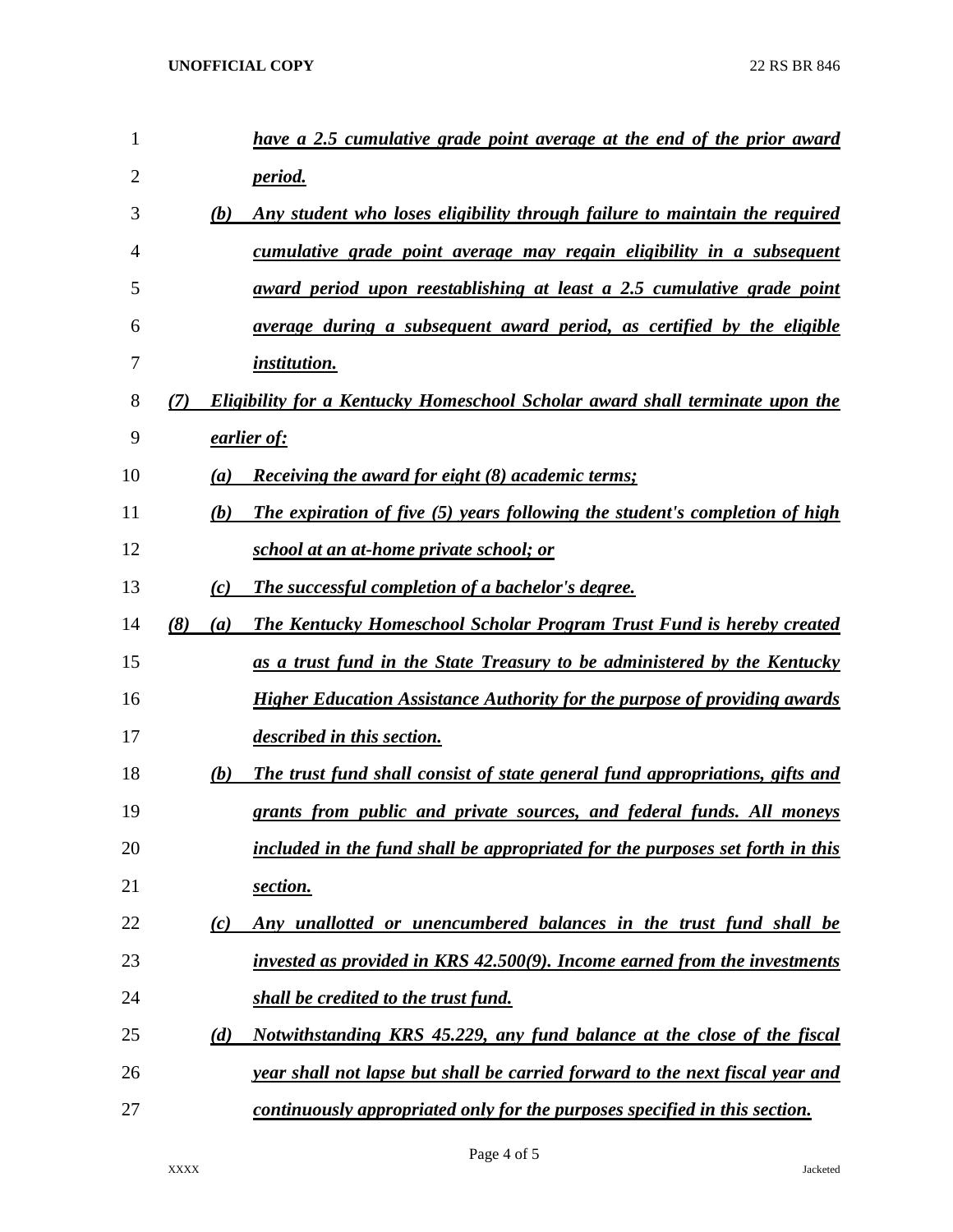*have a 2.5 cumulative grade point average at the end of the prior award period.*

(b) *Any student who loses eligibility through failure to maintain the required cumulative grade point average may regain eligibility in a subsequent award period upon reestablishing at least a 2.5 cumulative grade point average during a subsequent award period, as certified by the eligible institution.*

(7) *Eligibility for a Kentucky Homeschool Scholar award shall terminate upon the earlier of:*

(a) *Receiving the award for eight (8) academic terms;*

(b) *The expiration of five (5) years following the student's completion of high school at an at-home private school; or*

(c) *The successful completion of a bachelor's degree.*

(8) (a) *The Kentucky Homeschool Scholar Program Trust Fund is hereby created as a trust fund in the State Treasury to be administered by the Kentucky Higher Education Assistance Authority for the purpose of providing awards described in this section.*

(b) *The trust fund shall consist of state general fund appropriations, gifts and grants from public and private sources, and federal funds. All moneys included in the fund shall be appropriated for the purposes set forth in this section.*

(c) *Any unallotted or unencumbered balances in the trust fund shall be invested as provided in KRS 42.500(9). Income earned from the investments shall be credited to the trust fund.*

(d) *Notwithstanding KRS 45.229, any fund balance at the close of the fiscal year shall not lapse but shall be carried forward to the next fiscal year and continuously appropriated only for the purposes specified in this section.*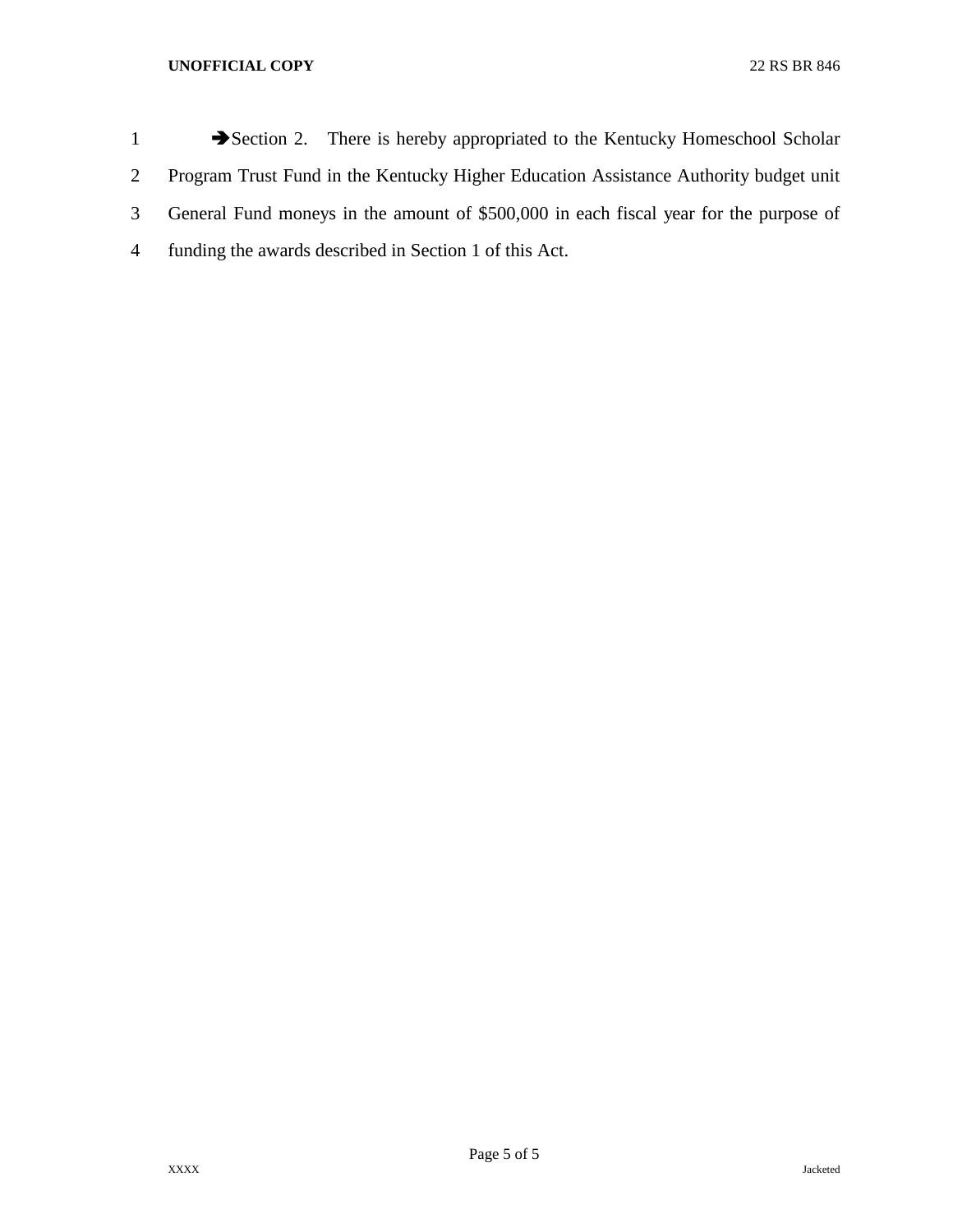➔Section 2. There is hereby appropriated to the Kentucky Homeschool Scholar Program Trust Fund in the Kentucky Higher Education Assistance Authority budget unit General Fund moneys in the amount of $500,000 in each fiscal year for the purpose of funding the awards described in Section 1 of this Act.